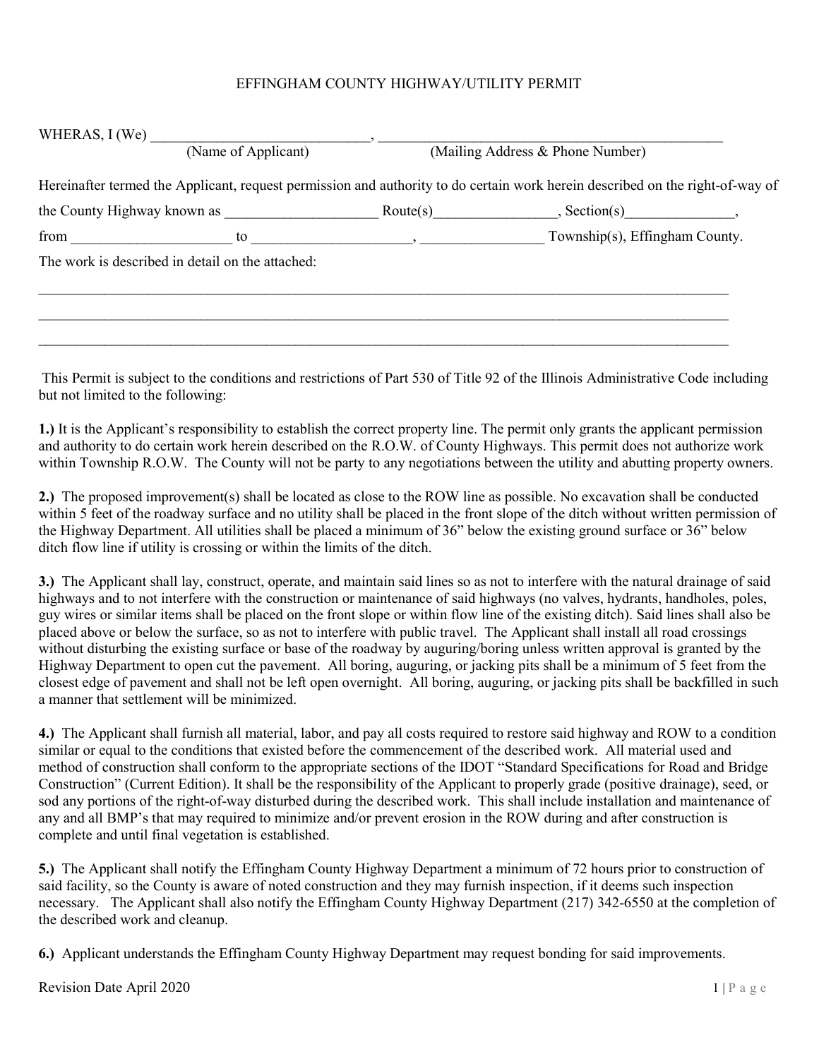# EFFINGHAM COUNTY HIGHWAY/UTILITY PERMIT

WHERAS, I (We) ______________________________, ________________________________________________
(Name of Applicant) (Mailing Address & Phone Number)

Hereinafter termed the Applicant, request permission and authority to do certain work herein described on the right-of-way of the County Highway known as _____________________ Route(s)_________________, Section(s)_______________, from ______________________ to ______________________, _________________ Township(s), Effingham County.

The work is described in detail on the attached:

____________________________________________________________________________________________________

____________________________________________________________________________________________________

____________________________________________________________________________________________________

This Permit is subject to the conditions and restrictions of Part 530 of Title 92 of the Illinois Administrative Code including but not limited to the following:

**1.)** It is the Applicant's responsibility to establish the correct property line. The permit only grants the applicant permission and authority to do certain work herein described on the R.O.W. of County Highways. This permit does not authorize work within Township R.O.W. The County will not be party to any negotiations between the utility and abutting property owners.

**2.)** The proposed improvement(s) shall be located as close to the ROW line as possible. No excavation shall be conducted within 5 feet of the roadway surface and no utility shall be placed in the front slope of the ditch without written permission of the Highway Department. All utilities shall be placed a minimum of 36" below the existing ground surface or 36" below ditch flow line if utility is crossing or within the limits of the ditch.

**3.)** The Applicant shall lay, construct, operate, and maintain said lines so as not to interfere with the natural drainage of said highways and to not interfere with the construction or maintenance of said highways (no valves, hydrants, handholes, poles, guy wires or similar items shall be placed on the front slope or within flow line of the existing ditch). Said lines shall also be placed above or below the surface, so as not to interfere with public travel. The Applicant shall install all road crossings without disturbing the existing surface or base of the roadway by auguring/boring unless written approval is granted by the Highway Department to open cut the pavement. All boring, auguring, or jacking pits shall be a minimum of 5 feet from the closest edge of pavement and shall not be left open overnight. All boring, auguring, or jacking pits shall be backfilled in such a manner that settlement will be minimized.

**4.)** The Applicant shall furnish all material, labor, and pay all costs required to restore said highway and ROW to a condition similar or equal to the conditions that existed before the commencement of the described work. All material used and method of construction shall conform to the appropriate sections of the IDOT "Standard Specifications for Road and Bridge Construction" (Current Edition). It shall be the responsibility of the Applicant to properly grade (positive drainage), seed, or sod any portions of the right-of-way disturbed during the described work. This shall include installation and maintenance of any and all BMP's that may required to minimize and/or prevent erosion in the ROW during and after construction is complete and until final vegetation is established.

**5.)** The Applicant shall notify the Effingham County Highway Department a minimum of 72 hours prior to construction of said facility, so the County is aware of noted construction and they may furnish inspection, if it deems such inspection necessary. The Applicant shall also notify the Effingham County Highway Department (217) 342-6550 at the completion of the described work and cleanup.

**6.)** Applicant understands the Effingham County Highway Department may request bonding for said improvements.

Revision Date April 2020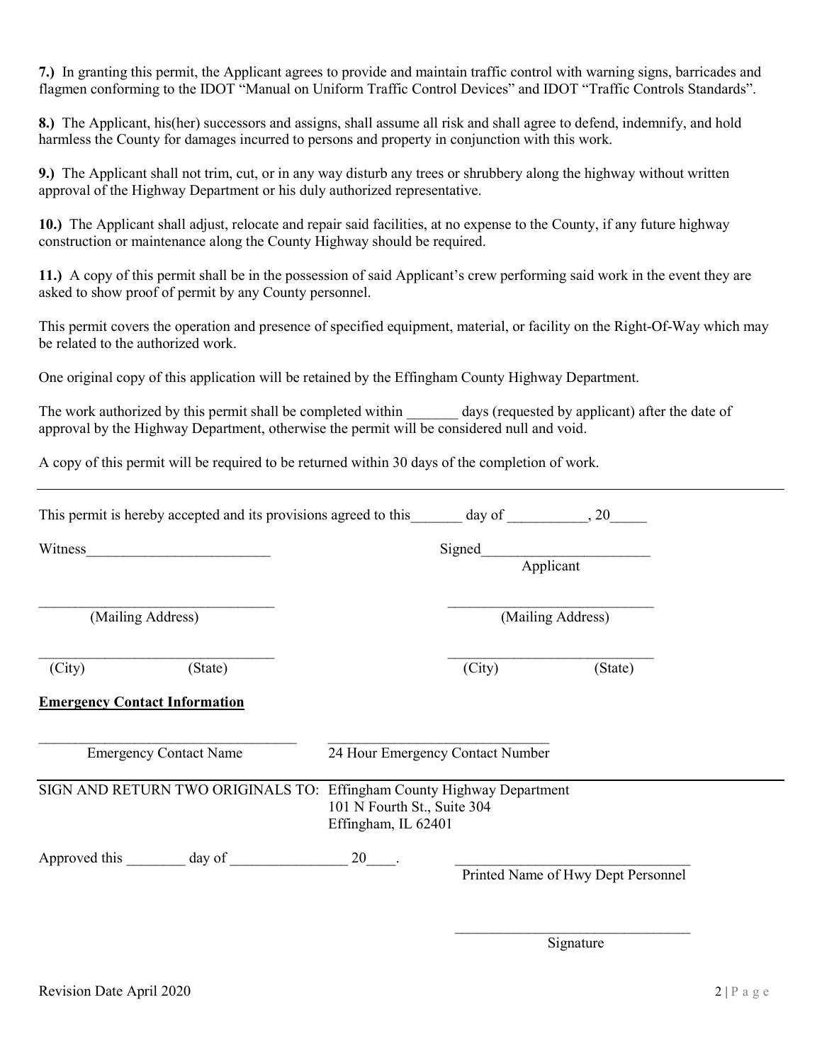**7.)** In granting this permit, the Applicant agrees to provide and maintain traffic control with warning signs, barricades and flagmen conforming to the IDOT "Manual on Uniform Traffic Control Devices" and IDOT "Traffic Controls Standards".

**8.)** The Applicant, his(her) successors and assigns, shall assume all risk and shall agree to defend, indemnify, and hold harmless the County for damages incurred to persons and property in conjunction with this work.

**9.)** The Applicant shall not trim, cut, or in any way disturb any trees or shrubbery along the highway without written approval of the Highway Department or his duly authorized representative.

**10.)** The Applicant shall adjust, relocate and repair said facilities, at no expense to the County, if any future highway construction or maintenance along the County Highway should be required.

**11.)** A copy of this permit shall be in the possession of said Applicant's crew performing said work in the event they are asked to show proof of permit by any County personnel.

This permit covers the operation and presence of specified equipment, material, or facility on the Right-Of-Way which may be related to the authorized work.

One original copy of this application will be retained by the Effingham County Highway Department.

The work authorized by this permit shall be completed within _______ days (requested by applicant) after the date of approval by the Highway Department, otherwise the permit will be considered null and void.

A copy of this permit will be required to be returned within 30 days of the completion of work.

---

This permit is hereby accepted and its provisions agreed to this_______ day of ___________, 20_____

Witness_________________________ Signed_______________________
Applicant

_________________________________ (Mailing Address) _____________________________ (Mailing Address)

_________________________________ (City) (State) _____________________________ (City) (State)

**Emergency Contact Information**

___________________________________ Emergency Contact Name

______________________________ 24 Hour Emergency Contact Number

---

SIGN AND RETURN TWO ORIGINALS TO: Effingham County Highway Department
101 N Fourth St., Suite 304
Effingham, IL 62401

Approved this ________ day of ________________ 20____.

_________________________________
Printed Name of Hwy Dept Personnel

_________________________________
Signature

Revision Date April 2020